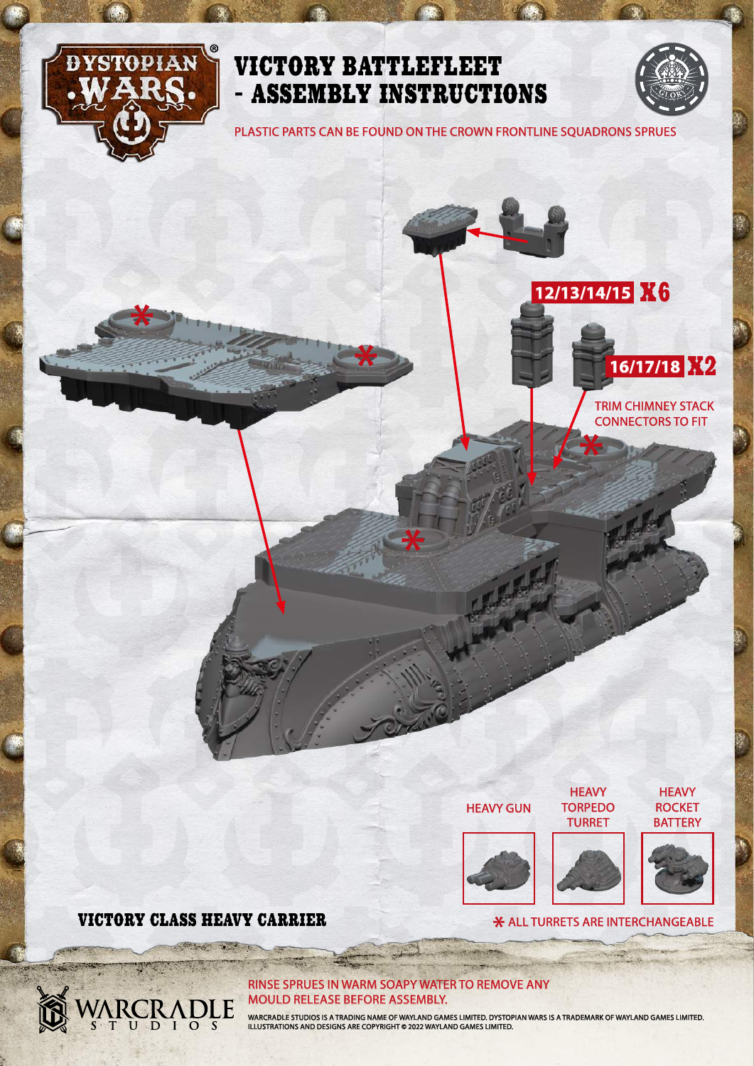# VICTORY BATTLEFLEET - ASSEMBLY INSTRUCTIONS

PLASTIC PARTS CAN BE FOUND ON THE CROWN FRONTLINE SQUADRONS SPRUES

12/13/14/15 X6

16/17/18 X2

TRIM CHIMNEY STACK CONNECTORS TO FIT

HEAVY GUN

HEAVY TORPEDO TURRET

HEAVY ROCKET BATTERY

## VICTORY CLASS HEAVY CARRIER

* ALL TURRETS ARE INTERCHANGEABLE

RINSE SPRUES IN WARM SOAPY WATER TO REMOVE ANY MOULD RELEASE BEFORE ASSEMBLY.

WARCRADLE STUDIOS IS A TRADING NAME OF WAYLAND GAMES LIMITED. DYSTOPIAN WARS IS A TRADEMARK OF WAYLAND GAMES LIMITED. ILLUSTRATIONS AND DESIGNS ARE COPYRIGHT © 2022 WAYLAND GAMES LIMITED.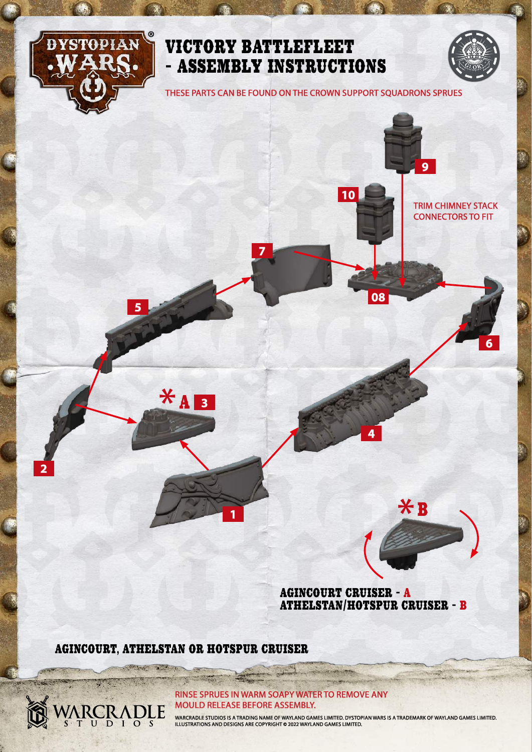# VICTORY BATTLEFLEET - ASSEMBLY INSTRUCTIONS

THESE PARTS CAN BE FOUND ON THE CROWN SUPPORT SQUADRONS SPRUES

9

10

TRIM CHIMNEY STACK CONNECTORS TO FIT

7

08

5

6

* A 3

4

2

1

* B

AGINCOURT CRUISER - A
ATHELSTAN/HOTSPUR CRUISER - B

## AGINCOURT, ATHELSTAN OR HOTSPUR CRUISER

RINSE SPRUES IN WARM SOAPY WATER TO REMOVE ANY MOULD RELEASE BEFORE ASSEMBLY.

WARCRADLE STUDIOS IS A TRADING NAME OF WAYLAND GAMES LIMITED. DYSTOPIAN WARS IS A TRADEMARK OF WAYLAND GAMES LIMITED. ILLUSTRATIONS AND DESIGNS ARE COPYRIGHT © 2022 WAYLAND GAMES LIMITED.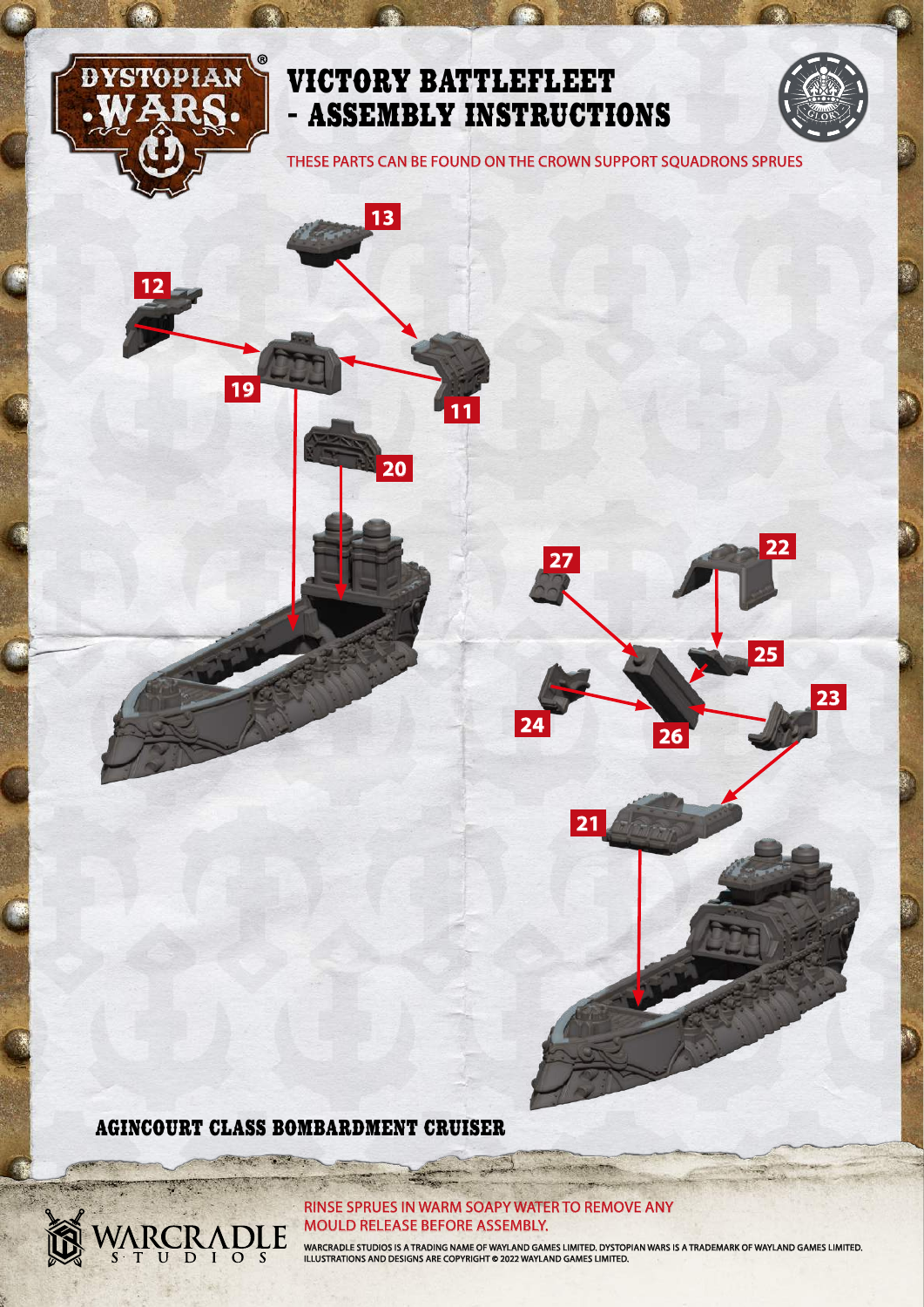# VICTORY BATTLEFLEET - ASSEMBLY INSTRUCTIONS

THESE PARTS CAN BE FOUND ON THE CROWN SUPPORT SQUADRONS SPRUES

13

12

19

11

20

27

22

25

23

24

26

21

## AGINCOURT CLASS BOMBARDMENT CRUISER

RINSE SPRUES IN WARM SOAPY WATER TO REMOVE ANY MOULD RELEASE BEFORE ASSEMBLY.

WARCRADLE STUDIOS IS A TRADING NAME OF WAYLAND GAMES LIMITED. DYSTOPIAN WARS IS A TRADEMARK OF WAYLAND GAMES LIMITED. ILLUSTRATIONS AND DESIGNS ARE COPYRIGHT © 2022 WAYLAND GAMES LIMITED.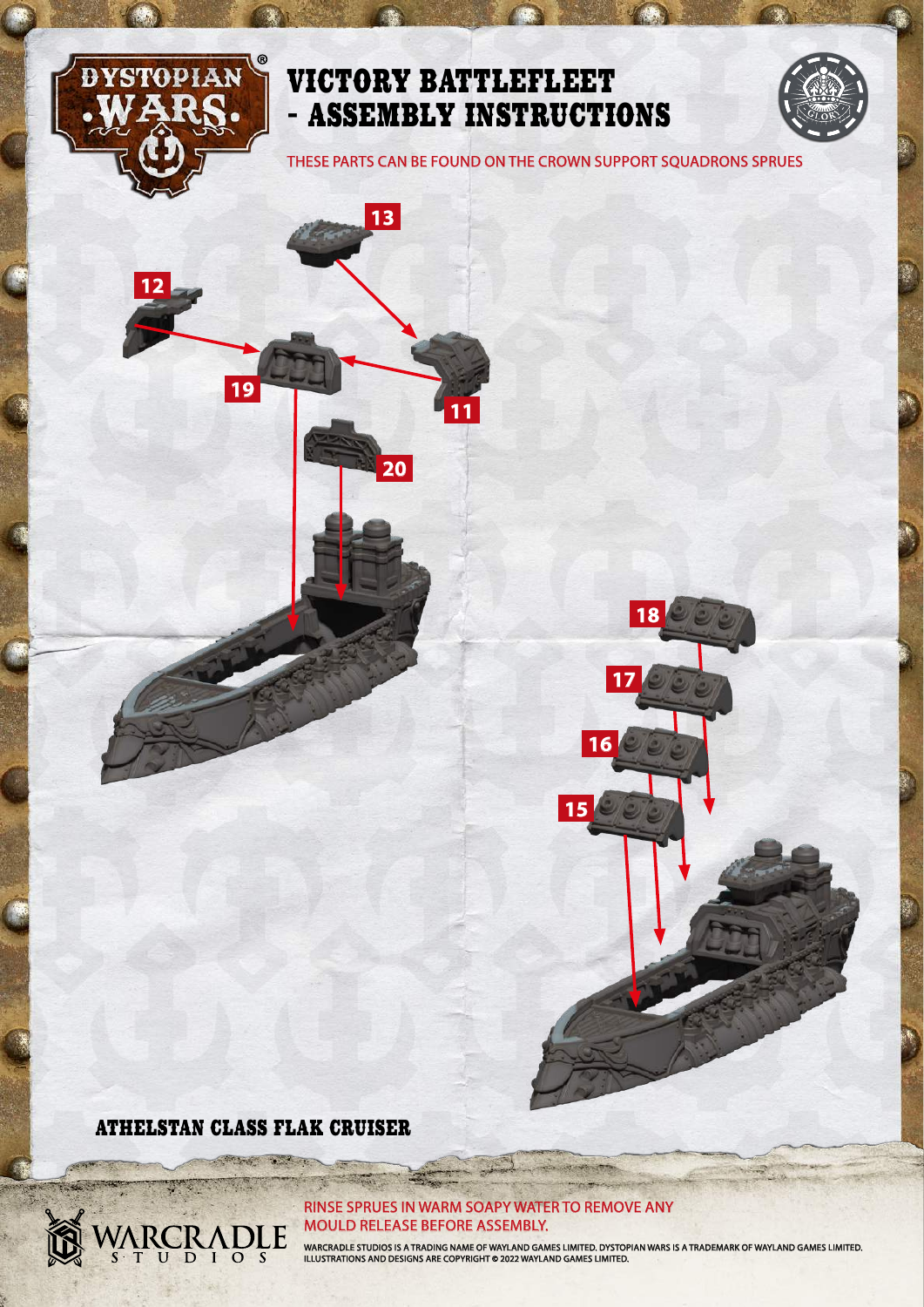# VICTORY BATTLEFLEET - ASSEMBLY INSTRUCTIONS

THESE PARTS CAN BE FOUND ON THE CROWN SUPPORT SQUADRONS SPRUES

13

12

19

11

20

18

17

16

15

## ATHELSTAN CLASS FLAK CRUISER

RINSE SPRUES IN WARM SOAPY WATER TO REMOVE ANY MOULD RELEASE BEFORE ASSEMBLY.

WARCRADLE STUDIOS IS A TRADING NAME OF WAYLAND GAMES LIMITED. DYSTOPIAN WARS IS A TRADEMARK OF WAYLAND GAMES LIMITED. ILLUSTRATIONS AND DESIGNS ARE COPYRIGHT © 2022 WAYLAND GAMES LIMITED.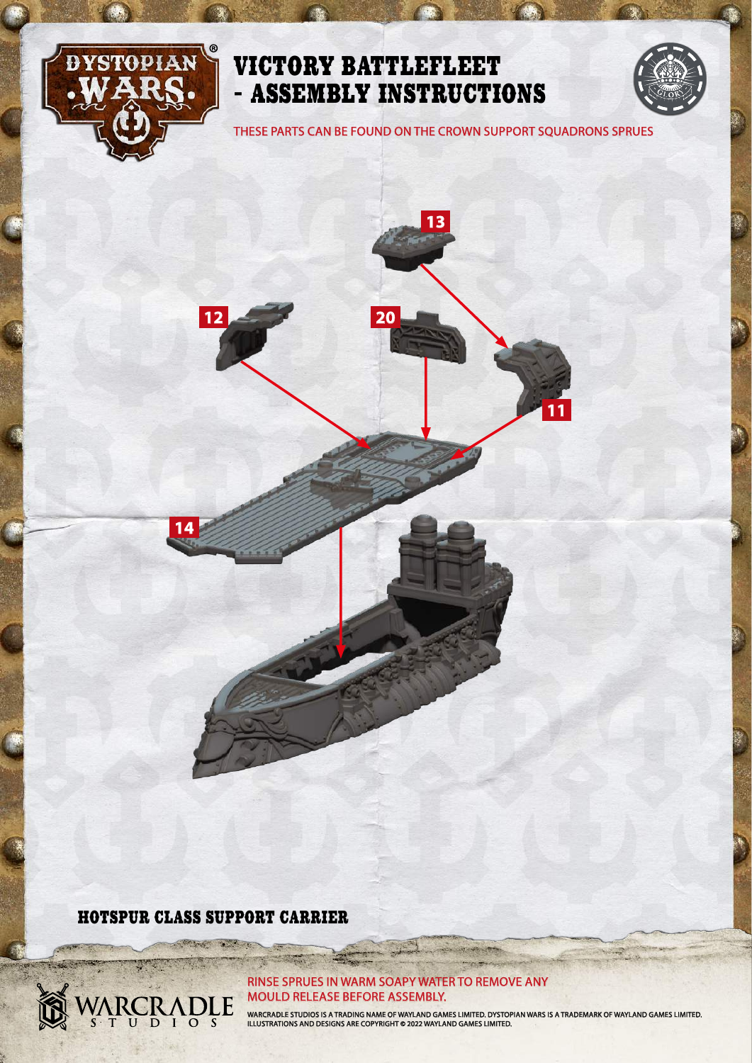# VICTORY BATTLEFLEET - ASSEMBLY INSTRUCTIONS

THESE PARTS CAN BE FOUND ON THE CROWN SUPPORT SQUADRONS SPRUES

13

12

20

11

14

## HOTSPUR CLASS SUPPORT CARRIER

RINSE SPRUES IN WARM SOAPY WATER TO REMOVE ANY MOULD RELEASE BEFORE ASSEMBLY.

WARCRADLE STUDIOS IS A TRADING NAME OF WAYLAND GAMES LIMITED. DYSTOPIAN WARS IS A TRADEMARK OF WAYLAND GAMES LIMITED. ILLUSTRATIONS AND DESIGNS ARE COPYRIGHT © 2022 WAYLAND GAMES LIMITED.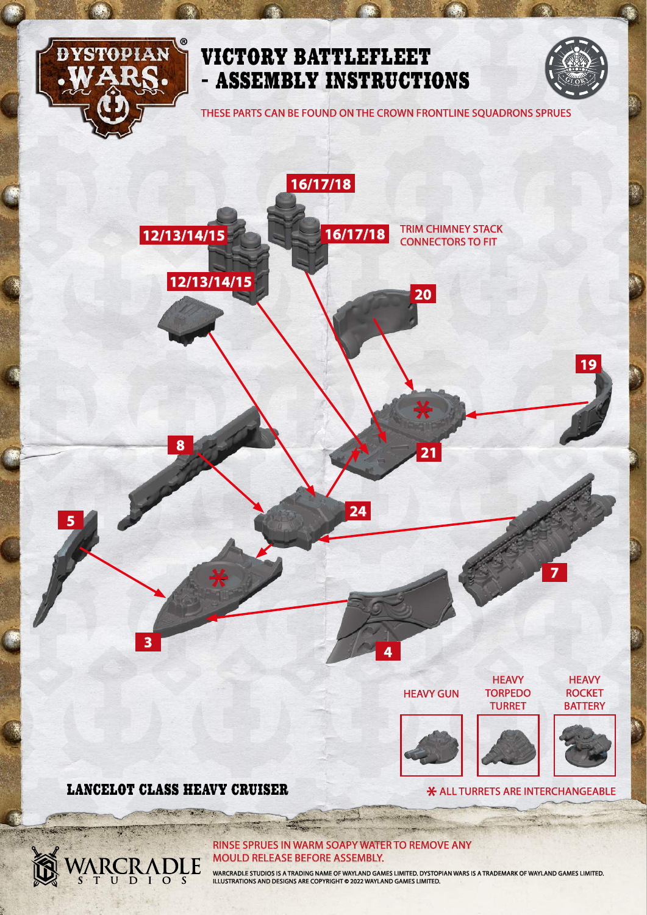# VICTORY BATTLEFLEET - ASSEMBLY INSTRUCTIONS

THESE PARTS CAN BE FOUND ON THE CROWN FRONTLINE SQUADRONS SPRUES

16/17/18

12/13/14/15

16/17/18

TRIM CHIMNEY STACK CONNECTORS TO FIT

12/13/14/15

20

19

21

8

24

5

7

3

4

HEAVY GUN

HEAVY TORPEDO TURRET

HEAVY ROCKET BATTERY

## LANCELOT CLASS HEAVY CRUISER

* ALL TURRETS ARE INTERCHANGEABLE

RINSE SPRUES IN WARM SOAPY WATER TO REMOVE ANY MOULD RELEASE BEFORE ASSEMBLY.

WARCRADLE STUDIOS IS A TRADING NAME OF WAYLAND GAMES LIMITED. DYSTOPIAN WARS IS A TRADEMARK OF WAYLAND GAMES LIMITED. ILLUSTRATIONS AND DESIGNS ARE COPYRIGHT © 2022 WAYLAND GAMES LIMITED.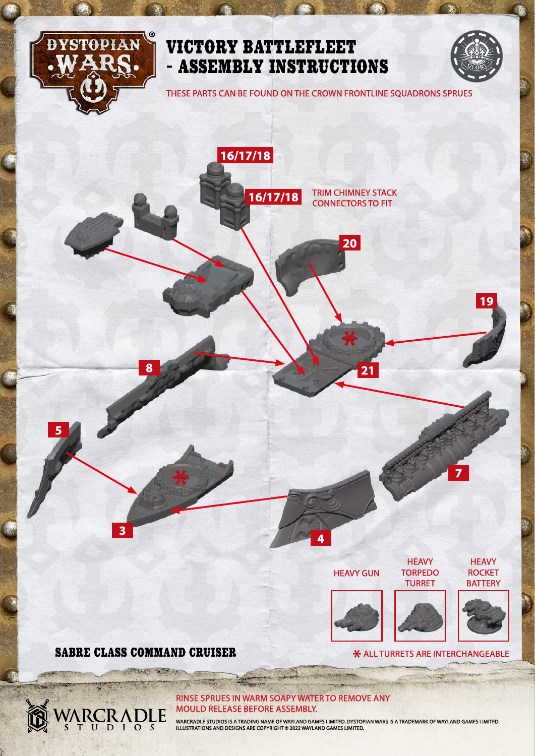# VICTORY BATTLEFLEET - ASSEMBLY INSTRUCTIONS

THESE PARTS CAN BE FOUND ON THE CROWN FRONTLINE SQUADRONS SPRUES

16/17/18

16/17/18

TRIM CHIMNEY STACK CONNECTORS TO FIT

20

19

8

21

5

7

3

4

HEAVY GUN

HEAVY TORPEDO TURRET

HEAVY ROCKET BATTERY

## SABRE CLASS COMMAND CRUISER

* ALL TURRETS ARE INTERCHANGEABLE

RINSE SPRUES IN WARM SOAPY WATER TO REMOVE ANY MOULD RELEASE BEFORE ASSEMBLY.

WARCRADLE STUDIOS IS A TRADING NAME OF WAYLAND GAMES LIMITED. DYSTOPIAN WARS IS A TRADEMARK OF WAYLAND GAMES LIMITED. ILLUSTRATIONS AND DESIGNS ARE COPYRIGHT © 2022 WAYLAND GAMES LIMITED.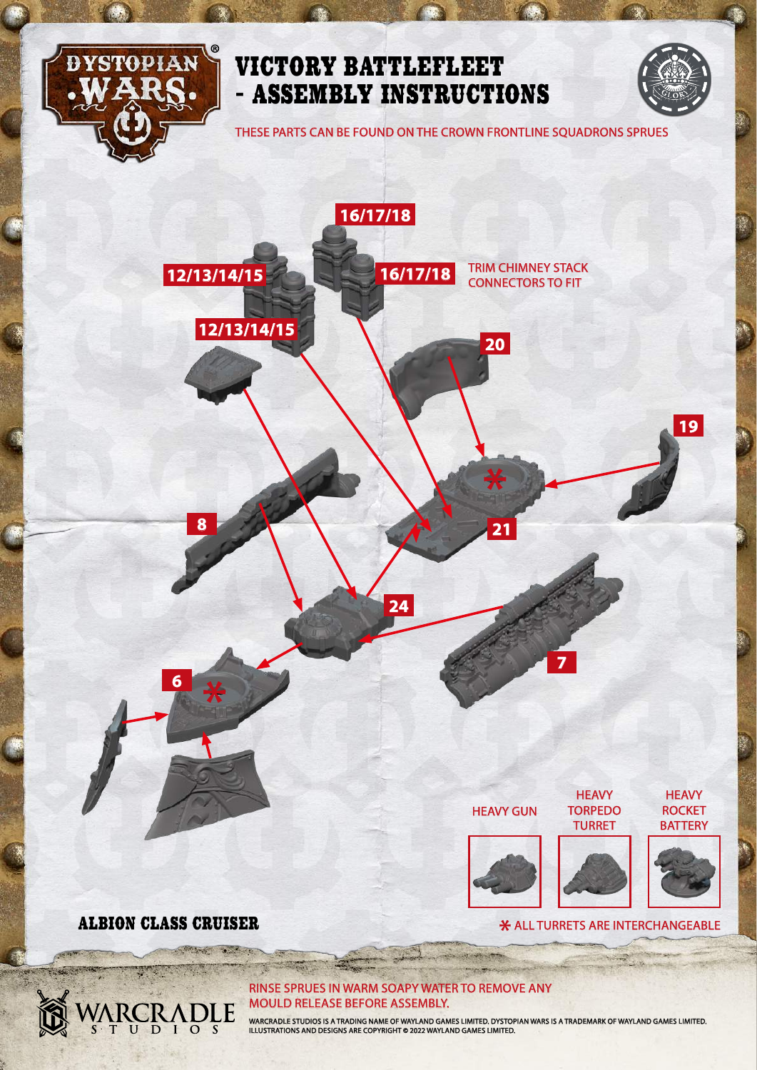# VICTORY BATTLEFLEET - ASSEMBLY INSTRUCTIONS

THESE PARTS CAN BE FOUND ON THE CROWN FRONTLINE SQUADRONS SPRUES

16/17/18

12/13/14/15

16/17/18

TRIM CHIMNEY STACK CONNECTORS TO FIT

12/13/14/15

20

19

8

21

24

7

6

HEAVY GUN

HEAVY TORPEDO TURRET

HEAVY ROCKET BATTERY

## ALBION CLASS CRUISER

* ALL TURRETS ARE INTERCHANGEABLE

RINSE SPRUES IN WARM SOAPY WATER TO REMOVE ANY MOULD RELEASE BEFORE ASSEMBLY.

WARCRADLE STUDIOS IS A TRADING NAME OF WAYLAND GAMES LIMITED. DYSTOPIAN WARS IS A TRADEMARK OF WAYLAND GAMES LIMITED. ILLUSTRATIONS AND DESIGNS ARE COPYRIGHT © 2022 WAYLAND GAMES LIMITED.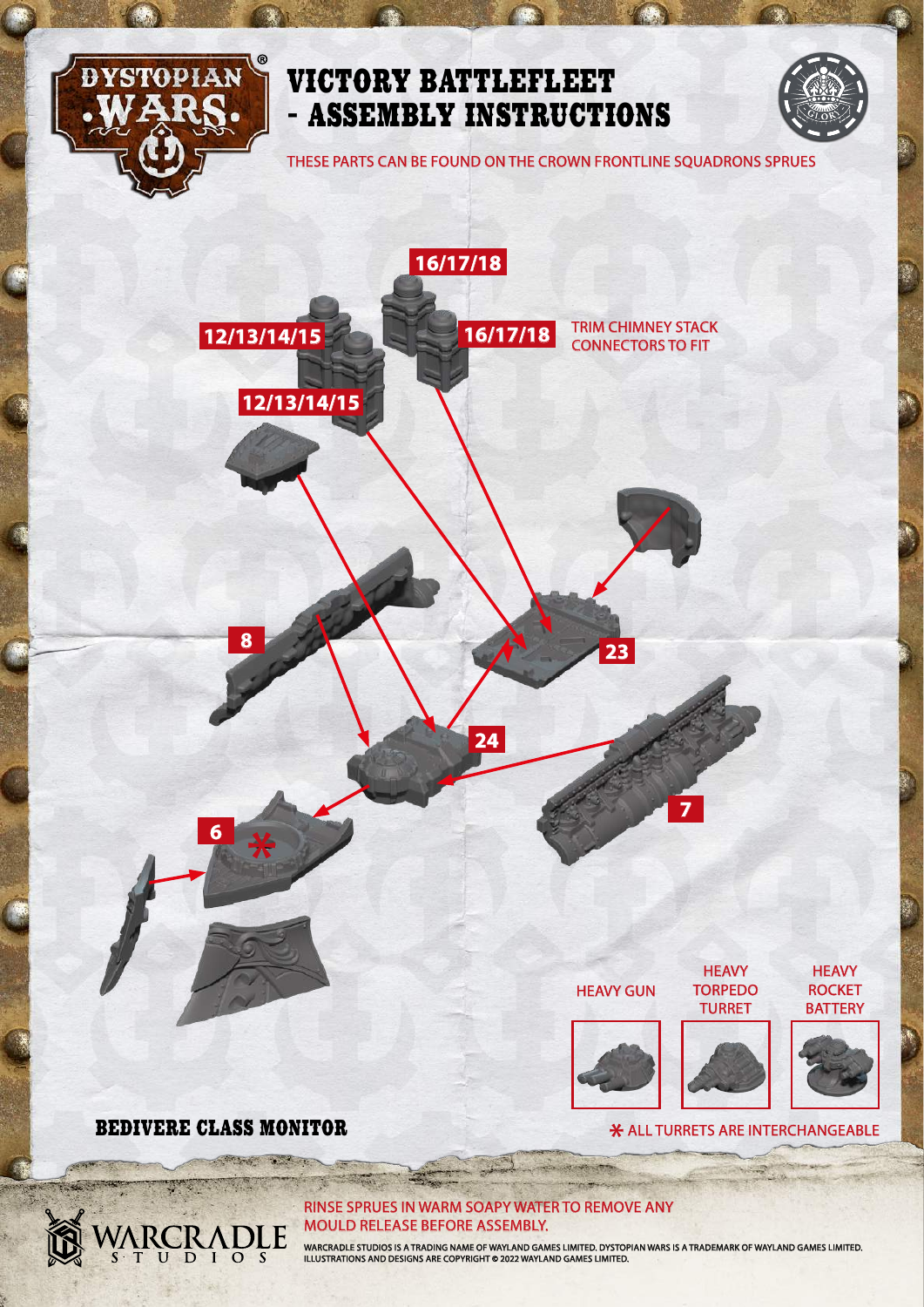# VICTORY BATTLEFLEET - ASSEMBLY INSTRUCTIONS

THESE PARTS CAN BE FOUND ON THE CROWN FRONTLINE SQUADRONS SPRUES

16/17/18

12/13/14/15

16/17/18

TRIM CHIMNEY STACK CONNECTORS TO FIT

12/13/14/15

8

23

24

6

7

HEAVY GUN

HEAVY TORPEDO TURRET

HEAVY ROCKET BATTERY

## BEDIVERE CLASS MONITOR

* ALL TURRETS ARE INTERCHANGEABLE

RINSE SPRUES IN WARM SOAPY WATER TO REMOVE ANY MOULD RELEASE BEFORE ASSEMBLY.

WARCRADLE STUDIOS IS A TRADING NAME OF WAYLAND GAMES LIMITED. DYSTOPIAN WARS IS A TRADEMARK OF WAYLAND GAMES LIMITED. ILLUSTRATIONS AND DESIGNS ARE COPYRIGHT © 2022 WAYLAND GAMES LIMITED.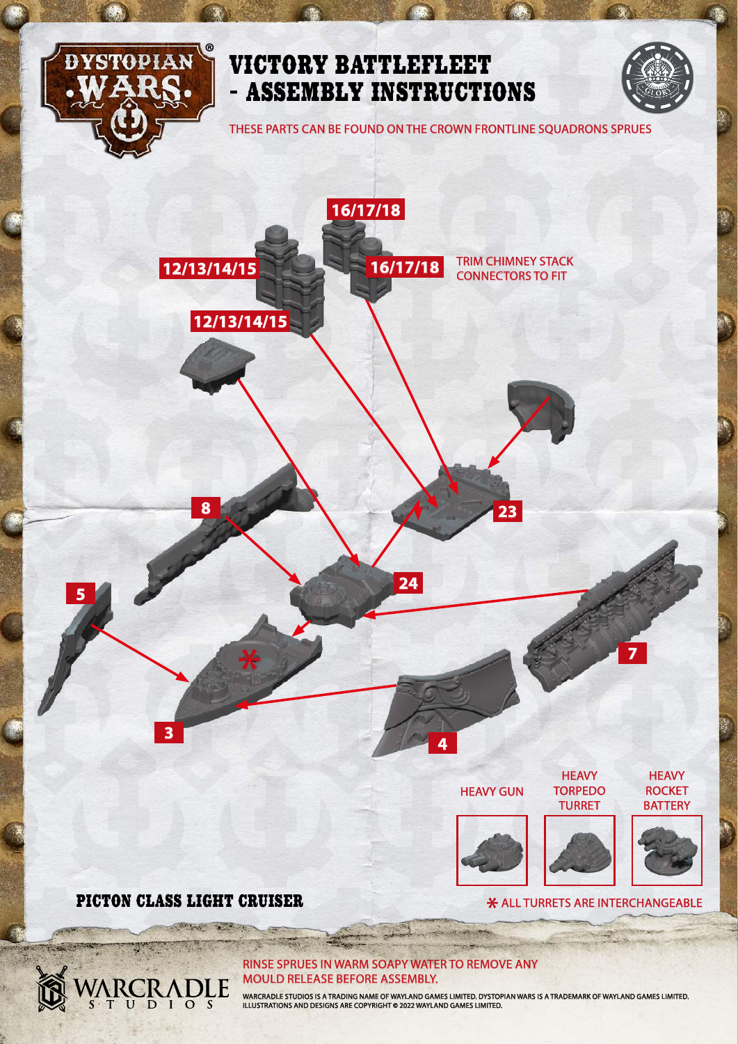# VICTORY BATTLEFLEET - ASSEMBLY INSTRUCTIONS

THESE PARTS CAN BE FOUND ON THE CROWN FRONTLINE SQUADRONS SPRUES

16/17/18

12/13/14/15

16/17/18

TRIM CHIMNEY STACK CONNECTORS TO FIT

12/13/14/15

8

23

24

5

7

3

4

HEAVY GUN

HEAVY TORPEDO TURRET

HEAVY ROCKET BATTERY

## PICTON CLASS LIGHT CRUISER

* ALL TURRETS ARE INTERCHANGEABLE

RINSE SPRUES IN WARM SOAPY WATER TO REMOVE ANY MOULD RELEASE BEFORE ASSEMBLY.

WARCRADLE STUDIOS IS A TRADING NAME OF WAYLAND GAMES LIMITED. DYSTOPIAN WARS IS A TRADEMARK OF WAYLAND GAMES LIMITED. ILLUSTRATIONS AND DESIGNS ARE COPYRIGHT © 2022 WAYLAND GAMES LIMITED.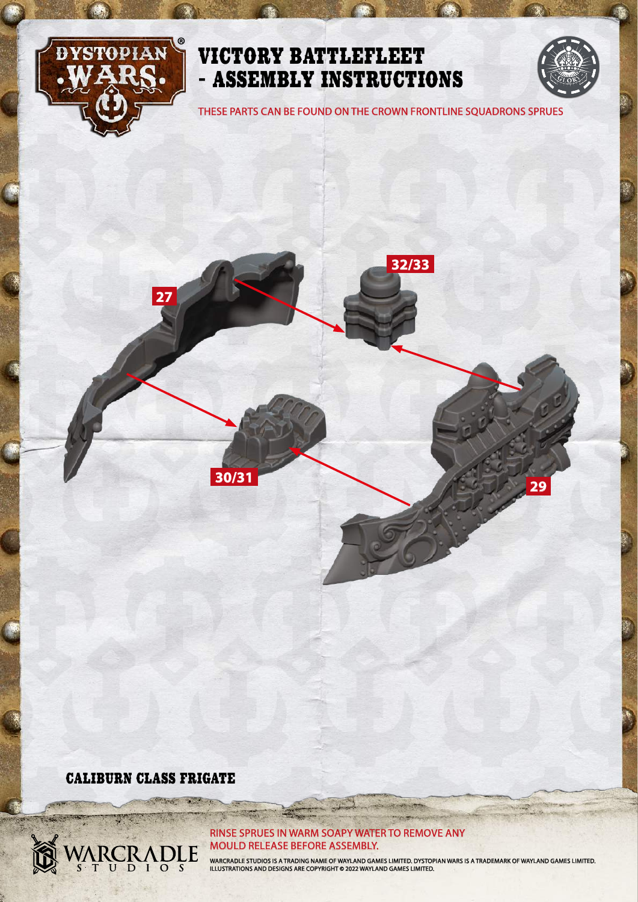# VICTORY BATTLEFLEET - ASSEMBLY INSTRUCTIONS

THESE PARTS CAN BE FOUND ON THE CROWN FRONTLINE SQUADRONS SPRUES

32/33

27

30/31

29

## CALIBURN CLASS FRIGATE

RINSE SPRUES IN WARM SOAPY WATER TO REMOVE ANY MOULD RELEASE BEFORE ASSEMBLY.

WARCRADLE STUDIOS IS A TRADING NAME OF WAYLAND GAMES LIMITED. DYSTOPIAN WARS IS A TRADEMARK OF WAYLAND GAMES LIMITED. ILLUSTRATIONS AND DESIGNS ARE COPYRIGHT © 2022 WAYLAND GAMES LIMITED.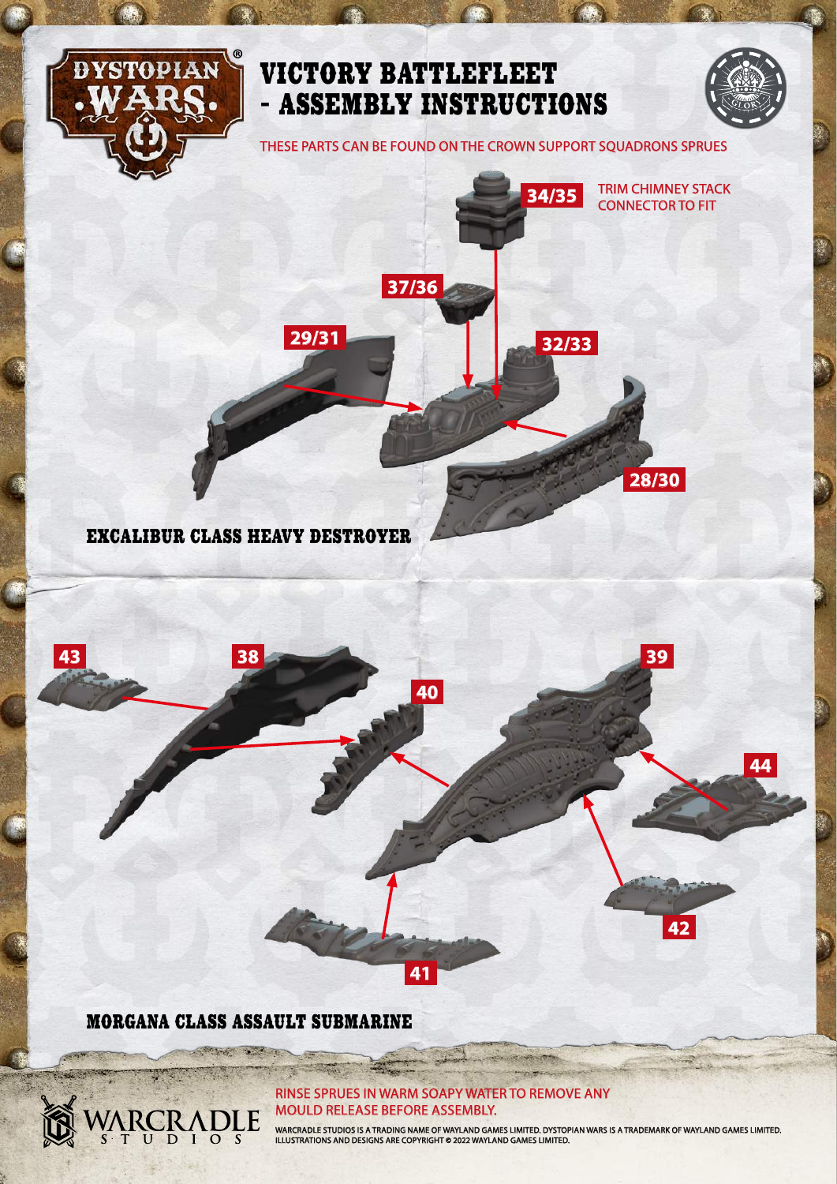# VICTORY BATTLEFLEET - ASSEMBLY INSTRUCTIONS

THESE PARTS CAN BE FOUND ON THE CROWN SUPPORT SQUADRONS SPRUES

34/35

TRIM CHIMNEY STACK CONNECTOR TO FIT

37/36

29/31

32/33

28/30

## EXCALIBUR CLASS HEAVY DESTROYER

43

38

39

40

44

42

41

## MORGANA CLASS ASSAULT SUBMARINE

RINSE SPRUES IN WARM SOAPY WATER TO REMOVE ANY MOULD RELEASE BEFORE ASSEMBLY.

WARCRADLE STUDIOS IS A TRADING NAME OF WAYLAND GAMES LIMITED. DYSTOPIAN WARS IS A TRADEMARK OF WAYLAND GAMES LIMITED. ILLUSTRATIONS AND DESIGNS ARE COPYRIGHT © 2022 WAYLAND GAMES LIMITED.